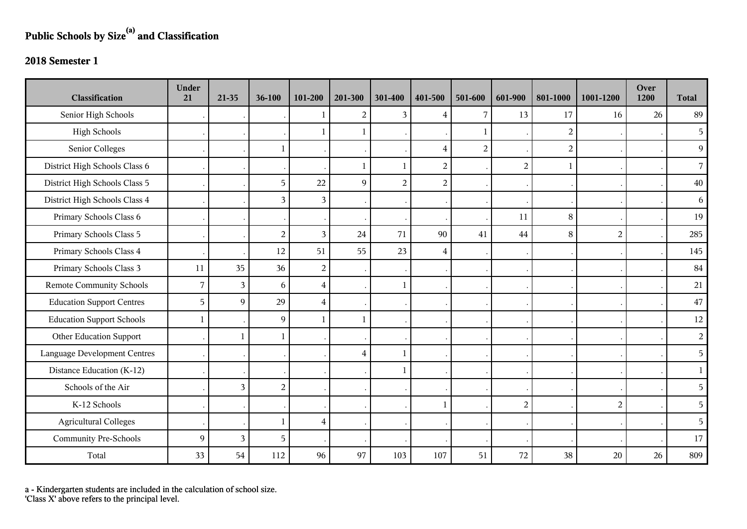# Public Schools by Size[(a)] and Classification

## 2018 Semester 1

| Classification | Under 21 | 21-35 | 36-100 | 101-200 | 201-300 | 301-400 | 401-500 | 501-600 | 601-900 | 801-1000 | 1001-1200 | Over 1200 | Total |
|---|---|---|---|---|---|---|---|---|---|---|---|---|---|
| Senior High Schools | . | . | . | 1 | 2 | 3 | 4 | 7 | 13 | 17 | 16 | 26 | 89 |
| High Schools | . | . | . | 1 | 1 | . | . | 1 | . | 2 | . | . | 5 |
| Senior Colleges | . | . | 1 | . | . | . | 4 | 2 | . | 2 | . | . | 9 |
| District High Schools Class 6 | . | . | . | . | 1 | 1 | 2 | . | 2 | 1 | . | . | 7 |
| District High Schools Class 5 | . | . | 5 | 22 | 9 | 2 | 2 | . | . | . | . | . | 40 |
| District High Schools Class 4 | . | . | 3 | 3 | . | . | . | . | . | . | . | . | 6 |
| Primary Schools Class 6 | . | . | . | . | . | . | . | . | 11 | 8 | . | . | 19 |
| Primary Schools Class 5 | . | . | 2 | 3 | 24 | 71 | 90 | 41 | 44 | 8 | 2 | . | 285 |
| Primary Schools Class 4 | . | . | 12 | 51 | 55 | 23 | 4 | . | . | . | . | . | 145 |
| Primary Schools Class 3 | 11 | 35 | 36 | 2 | . | . | . | . | . | . | . | . | 84 |
| Remote Community Schools | 7 | 3 | 6 | 4 | . | 1 | . | . | . | . | . | . | 21 |
| Education Support Centres | 5 | 9 | 29 | 4 | . | . | . | . | . | . | . | . | 47 |
| Education Support Schools | 1 | . | 9 | 1 | 1 | . | . | . | . | . | . | . | 12 |
| Other Education Support | . | 1 | 1 | . | . | . | . | . | . | . | . | . | 2 |
| Language Development Centres | . | . | . | . | 4 | 1 | . | . | . | . | . | . | 5 |
| Distance Education (K-12) | . | . | . | . | . | 1 | . | . | . | . | . | . | 1 |
| Schools of the Air | . | 3 | 2 | . | . | . | . | . | . | . | . | . | 5 |
| K-12 Schools | . | . | . | . | . | . | 1 | . | 2 | . | 2 | . | 5 |
| Agricultural Colleges | . | . | 1 | 4 | . | . | . | . | . | . | . | . | 5 |
| Community Pre-Schools | 9 | 3 | 5 | . | . | . | . | . | . | . | . | . | 17 |
| Total | 33 | 54 | 112 | 96 | 97 | 103 | 107 | 51 | 72 | 38 | 20 | 26 | 809 |

a - Kindergarten students are included in the calculation of school size.
'Class X' above refers to the principal level.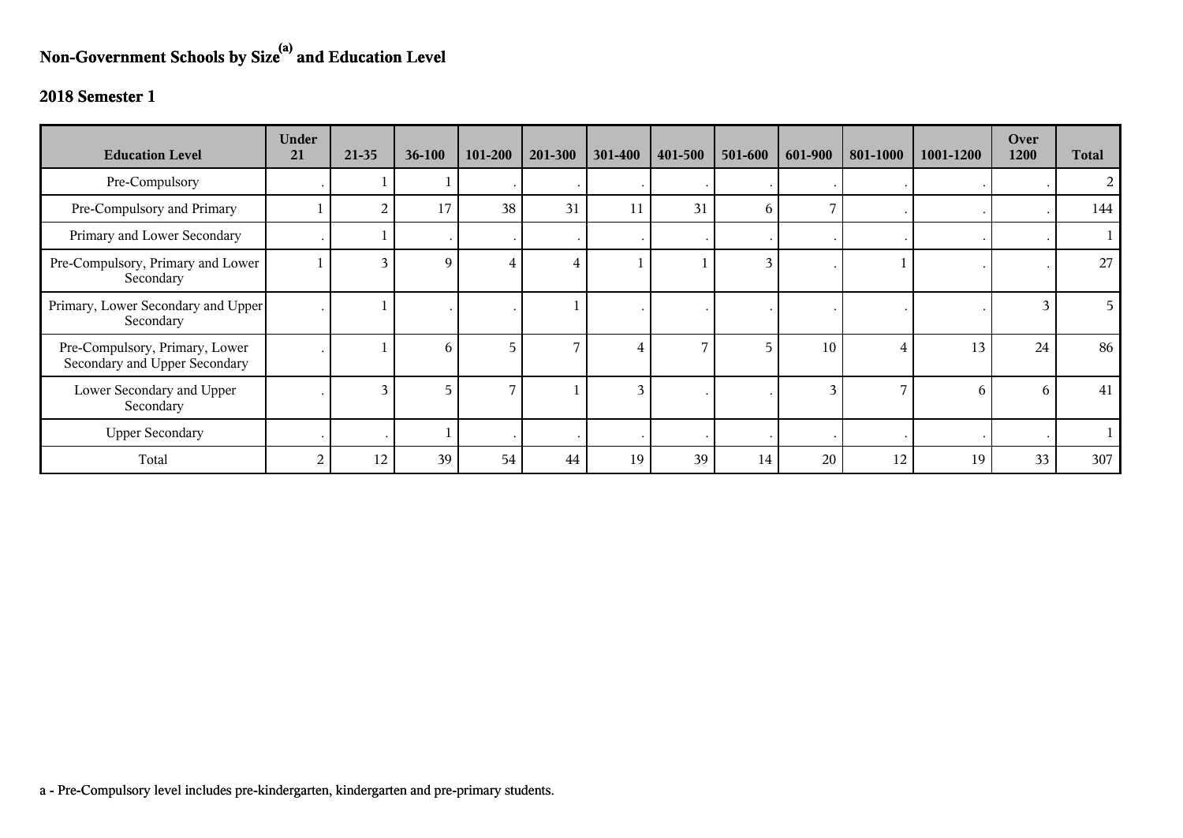# Non-Government Schools by Size[a] and Education Level

## 2018 Semester 1

| Education Level | Under 21 | 21-35 | 36-100 | 101-200 | 201-300 | 301-400 | 401-500 | 501-600 | 601-900 | 801-1000 | 1001-1200 | Over 1200 | Total |
|---|---|---|---|---|---|---|---|---|---|---|---|---|---|
| Pre-Compulsory | . | 1 | 1 | . | . | . | . | . | . | . | . | . | 2 |
| Pre-Compulsory and Primary | 1 | 2 | 17 | 38 | 31 | 11 | 31 | 6 | 7 | . | . | . | 144 |
| Primary and Lower Secondary | . | 1 | . | . | . | . | . | . | . | . | . | . | 1 |
| Pre-Compulsory, Primary and Lower Secondary | 1 | 3 | 9 | 4 | 4 | 1 | 1 | 3 | . | 1 | . | . | 27 |
| Primary, Lower Secondary and Upper Secondary | . | 1 | . | . | 1 | . | . | . | . | . | . | 3 | 5 |
| Pre-Compulsory, Primary, Lower Secondary and Upper Secondary | . | 1 | 6 | 5 | 7 | 4 | 7 | 5 | 10 | 4 | 13 | 24 | 86 |
| Lower Secondary and Upper Secondary | . | 3 | 5 | 7 | 1 | 3 | . | . | 3 | 7 | 6 | 6 | 41 |
| Upper Secondary | . | . | 1 | . | . | . | . | . | . | . | . | . | 1 |
| Total | 2 | 12 | 39 | 54 | 44 | 19 | 39 | 14 | 20 | 12 | 19 | 33 | 307 |

a - Pre-Compulsory level includes pre-kindergarten, kindergarten and pre-primary students.